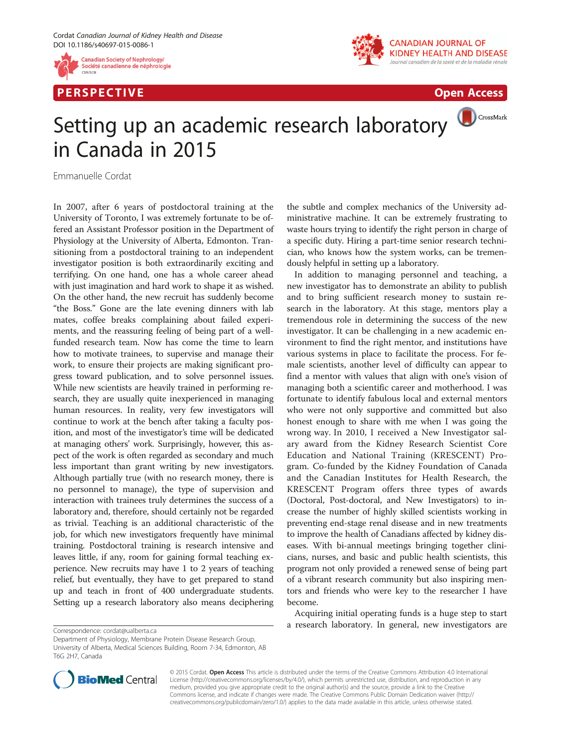PERSPECTIVE

Open Access

# Setting up an academic research laboratory in Canada in 2015

Emmanuelle Cordat

In 2007, after 6 years of postdoctoral training at the University of Toronto, I was extremely fortunate to be offered an Assistant Professor position in the Department of Physiology at the University of Alberta, Edmonton. Transitioning from a postdoctoral training to an independent investigator position is both extraordinarily exciting and terrifying. On one hand, one has a whole career ahead with just imagination and hard work to shape it as wished. On the other hand, the new recruit has suddenly become "the Boss." Gone are the late evening dinners with lab mates, coffee breaks complaining about failed experiments, and the reassuring feeling of being part of a well-funded research team. Now has come the time to learn how to motivate trainees, to supervise and manage their work, to ensure their projects are making significant progress toward publication, and to solve personnel issues. While new scientists are heavily trained in performing research, they are usually quite inexperienced in managing human resources. In reality, very few investigators will continue to work at the bench after taking a faculty position, and most of the investigator's time will be dedicated at managing others' work. Surprisingly, however, this aspect of the work is often regarded as secondary and much less important than grant writing by new investigators. Although partially true (with no research money, there is no personnel to manage), the type of supervision and interaction with trainees truly determines the success of a laboratory and, therefore, should certainly not be regarded as trivial. Teaching is an additional characteristic of the job, for which new investigators frequently have minimal training. Postdoctoral training is research intensive and leaves little, if any, room for gaining formal teaching experience. New recruits may have 1 to 2 years of teaching relief, but eventually, they have to get prepared to stand up and teach in front of 400 undergraduate students. Setting up a research laboratory also means deciphering the subtle and complex mechanics of the University administrative machine. It can be extremely frustrating to waste hours trying to identify the right person in charge of a specific duty. Hiring a part-time senior research technician, who knows how the system works, can be tremendously helpful in setting up a laboratory.

In addition to managing personnel and teaching, a new investigator has to demonstrate an ability to publish and to bring sufficient research money to sustain research in the laboratory. At this stage, mentors play a tremendous role in determining the success of the new investigator. It can be challenging in a new academic environment to find the right mentor, and institutions have various systems in place to facilitate the process. For female scientists, another level of difficulty can appear to find a mentor with values that align with one's vision of managing both a scientific career and motherhood. I was fortunate to identify fabulous local and external mentors who were not only supportive and committed but also honest enough to share with me when I was going the wrong way. In 2010, I received a New Investigator salary award from the Kidney Research Scientist Core Education and National Training (KRESCENT) Program. Co-funded by the Kidney Foundation of Canada and the Canadian Institutes for Health Research, the KRESCENT Program offers three types of awards (Doctoral, Post-doctoral, and New Investigators) to increase the number of highly skilled scientists working in preventing end-stage renal disease and in new treatments to improve the health of Canadians affected by kidney diseases. With bi-annual meetings bringing together clinicians, nurses, and basic and public health scientists, this program not only provided a renewed sense of being part of a vibrant research community but also inspiring mentors and friends who were key to the researcher I have become.

Acquiring initial operating funds is a huge step to start a research laboratory. In general, new investigators are

Correspondence: cordat@ualberta.ca
Department of Physiology, Membrane Protein Disease Research Group, University of Alberta, Medical Sciences Building, Room 7-34, Edmonton, AB T6G 2H7, Canada

© 2015 Cordat. **Open Access** This article is distributed under the terms of the Creative Commons Attribution 4.0 International License (http://creativecommons.org/licenses/by/4.0/), which permits unrestricted use, distribution, and reproduction in any medium, provided you give appropriate credit to the original author(s) and the source, provide a link to the Creative Commons license, and indicate if changes were made. The Creative Commons Public Domain Dedication waiver (http://creativecommons.org/publicdomain/zero/1.0/) applies to the data made available in this article, unless otherwise stated.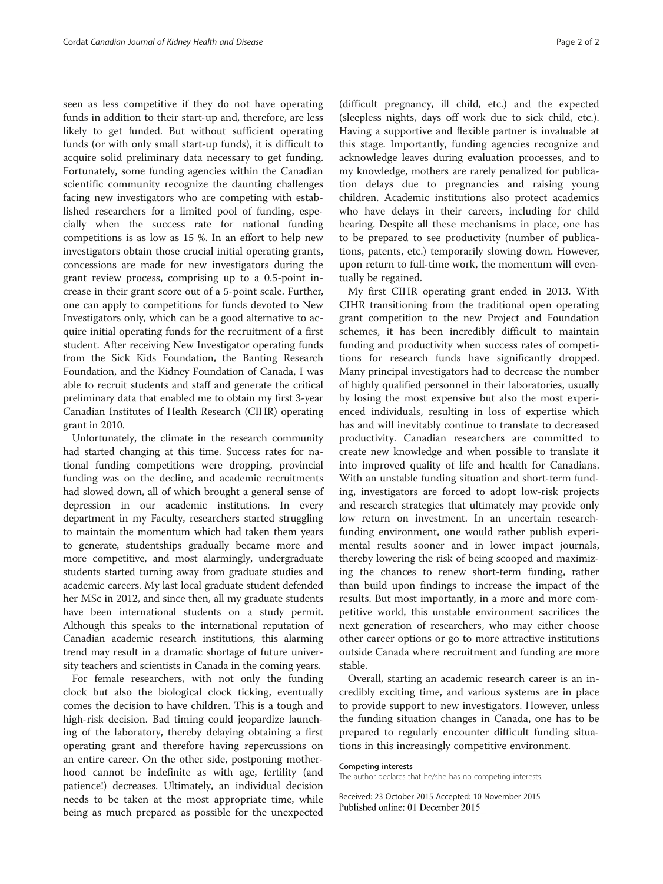seen as less competitive if they do not have operating funds in addition to their start-up and, therefore, are less likely to get funded. But without sufficient operating funds (or with only small start-up funds), it is difficult to acquire solid preliminary data necessary to get funding. Fortunately, some funding agencies within the Canadian scientific community recognize the daunting challenges facing new investigators who are competing with established researchers for a limited pool of funding, especially when the success rate for national funding competitions is as low as 15 %. In an effort to help new investigators obtain those crucial initial operating grants, concessions are made for new investigators during the grant review process, comprising up to a 0.5-point increase in their grant score out of a 5-point scale. Further, one can apply to competitions for funds devoted to New Investigators only, which can be a good alternative to acquire initial operating funds for the recruitment of a first student. After receiving New Investigator operating funds from the Sick Kids Foundation, the Banting Research Foundation, and the Kidney Foundation of Canada, I was able to recruit students and staff and generate the critical preliminary data that enabled me to obtain my first 3-year Canadian Institutes of Health Research (CIHR) operating grant in 2010.

Unfortunately, the climate in the research community had started changing at this time. Success rates for national funding competitions were dropping, provincial funding was on the decline, and academic recruitments had slowed down, all of which brought a general sense of depression in our academic institutions. In every department in my Faculty, researchers started struggling to maintain the momentum which had taken them years to generate, studentships gradually became more and more competitive, and most alarmingly, undergraduate students started turning away from graduate studies and academic careers. My last local graduate student defended her MSc in 2012, and since then, all my graduate students have been international students on a study permit. Although this speaks to the international reputation of Canadian academic research institutions, this alarming trend may result in a dramatic shortage of future university teachers and scientists in Canada in the coming years.

For female researchers, with not only the funding clock but also the biological clock ticking, eventually comes the decision to have children. This is a tough and high-risk decision. Bad timing could jeopardize launching of the laboratory, thereby delaying obtaining a first operating grant and therefore having repercussions on an entire career. On the other side, postponing motherhood cannot be indefinite as with age, fertility (and patience!) decreases. Ultimately, an individual decision needs to be taken at the most appropriate time, while being as much prepared as possible for the unexpected (difficult pregnancy, ill child, etc.) and the expected (sleepless nights, days off work due to sick child, etc.). Having a supportive and flexible partner is invaluable at this stage. Importantly, funding agencies recognize and acknowledge leaves during evaluation processes, and to my knowledge, mothers are rarely penalized for publication delays due to pregnancies and raising young children. Academic institutions also protect academics who have delays in their careers, including for child bearing. Despite all these mechanisms in place, one has to be prepared to see productivity (number of publications, patents, etc.) temporarily slowing down. However, upon return to full-time work, the momentum will eventually be regained.

My first CIHR operating grant ended in 2013. With CIHR transitioning from the traditional open operating grant competition to the new Project and Foundation schemes, it has been incredibly difficult to maintain funding and productivity when success rates of competitions for research funds have significantly dropped. Many principal investigators had to decrease the number of highly qualified personnel in their laboratories, usually by losing the most expensive but also the most experienced individuals, resulting in loss of expertise which has and will inevitably continue to translate to decreased productivity. Canadian researchers are committed to create new knowledge and when possible to translate it into improved quality of life and health for Canadians. With an unstable funding situation and short-term funding, investigators are forced to adopt low-risk projects and research strategies that ultimately may provide only low return on investment. In an uncertain research-funding environment, one would rather publish experimental results sooner and in lower impact journals, thereby lowering the risk of being scooped and maximizing the chances to renew short-term funding, rather than build upon findings to increase the impact of the results. But most importantly, in a more and more competitive world, this unstable environment sacrifices the next generation of researchers, who may either choose other career options or go to more attractive institutions outside Canada where recruitment and funding are more stable.

Overall, starting an academic research career is an incredibly exciting time, and various systems are in place to provide support to new investigators. However, unless the funding situation changes in Canada, one has to be prepared to regularly encounter difficult funding situations in this increasingly competitive environment.

#### Competing interests

The author declares that he/she has no competing interests.

Received: 23 October 2015 Accepted: 10 November 2015
Published online: 01 December 2015